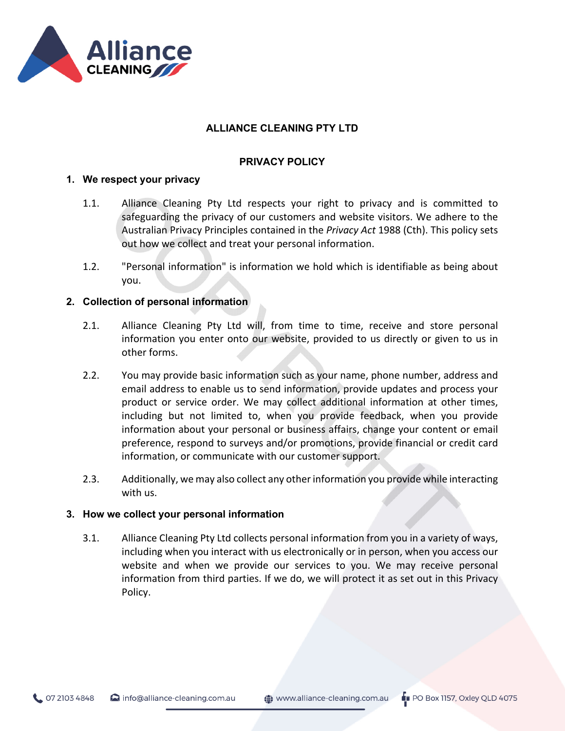# ALLIANCE CLEANING PTY LTD

## PRIVACY POLICY

### 1. We respect your privacy

1.1. Alliance Cleaning Pty Ltd respects your right to privacy and is committed to safeguarding the privacy of our customers and website visitors. We adhere to the Australian Privacy Principles contained in the *Privacy Act* 1988 (Cth). This policy sets out how we collect and treat your personal information.

1.2. "Personal information" is information we hold which is identifiable as being about you.

### 2. Collection of personal information

2.1. Alliance Cleaning Pty Ltd will, from time to time, receive and store personal information you enter onto our website, provided to us directly or given to us in other forms.

2.2. You may provide basic information such as your name, phone number, address and email address to enable us to send information, provide updates and process your product or service order. We may collect additional information at other times, including but not limited to, when you provide feedback, when you provide information about your personal or business affairs, change your content or email preference, respond to surveys and/or promotions, provide financial or credit card information, or communicate with our customer support.

2.3. Additionally, we may also collect any other information you provide while interacting with us.

### 3. How we collect your personal information

3.1. Alliance Cleaning Pty Ltd collects personal information from you in a variety of ways, including when you interact with us electronically or in person, when you access our website and when we provide our services to you. We may receive personal information from third parties. If we do, we will protect it as set out in this Privacy Policy.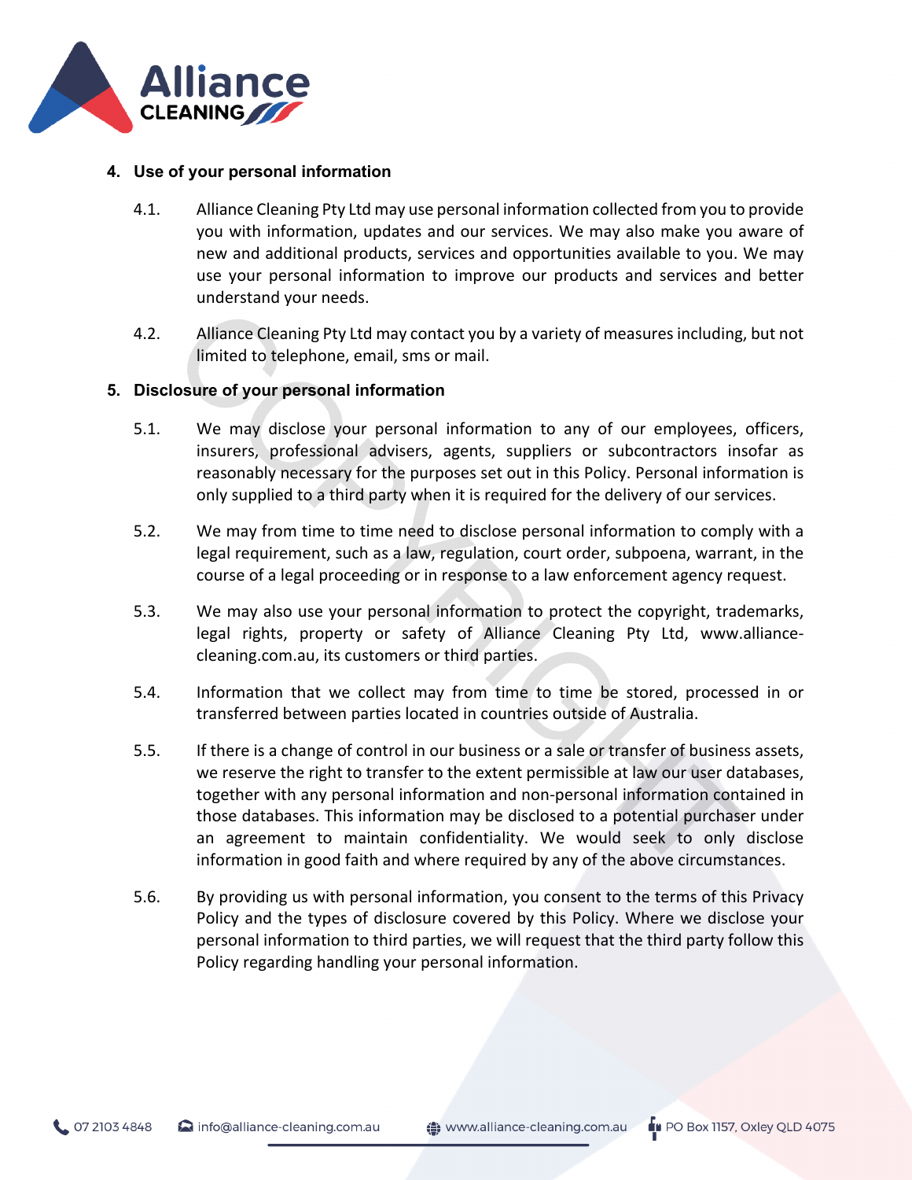## 4. Use of your personal information

4.1. Alliance Cleaning Pty Ltd may use personal information collected from you to provide you with information, updates and our services. We may also make you aware of new and additional products, services and opportunities available to you. We may use your personal information to improve our products and services and better understand your needs.

4.2. Alliance Cleaning Pty Ltd may contact you by a variety of measures including, but not limited to telephone, email, sms or mail.

## 5. Disclosure of your personal information

5.1. We may disclose your personal information to any of our employees, officers, insurers, professional advisers, agents, suppliers or subcontractors insofar as reasonably necessary for the purposes set out in this Policy. Personal information is only supplied to a third party when it is required for the delivery of our services.

5.2. We may from time to time need to disclose personal information to comply with a legal requirement, such as a law, regulation, court order, subpoena, warrant, in the course of a legal proceeding or in response to a law enforcement agency request.

5.3. We may also use your personal information to protect the copyright, trademarks, legal rights, property or safety of Alliance Cleaning Pty Ltd, www.alliance-cleaning.com.au, its customers or third parties.

5.4. Information that we collect may from time to time be stored, processed in or transferred between parties located in countries outside of Australia.

5.5. If there is a change of control in our business or a sale or transfer of business assets, we reserve the right to transfer to the extent permissible at law our user databases, together with any personal information and non-personal information contained in those databases. This information may be disclosed to a potential purchaser under an agreement to maintain confidentiality. We would seek to only disclose information in good faith and where required by any of the above circumstances.

5.6. By providing us with personal information, you consent to the terms of this Privacy Policy and the types of disclosure covered by this Policy. Where we disclose your personal information to third parties, we will request that the third party follow this Policy regarding handling your personal information.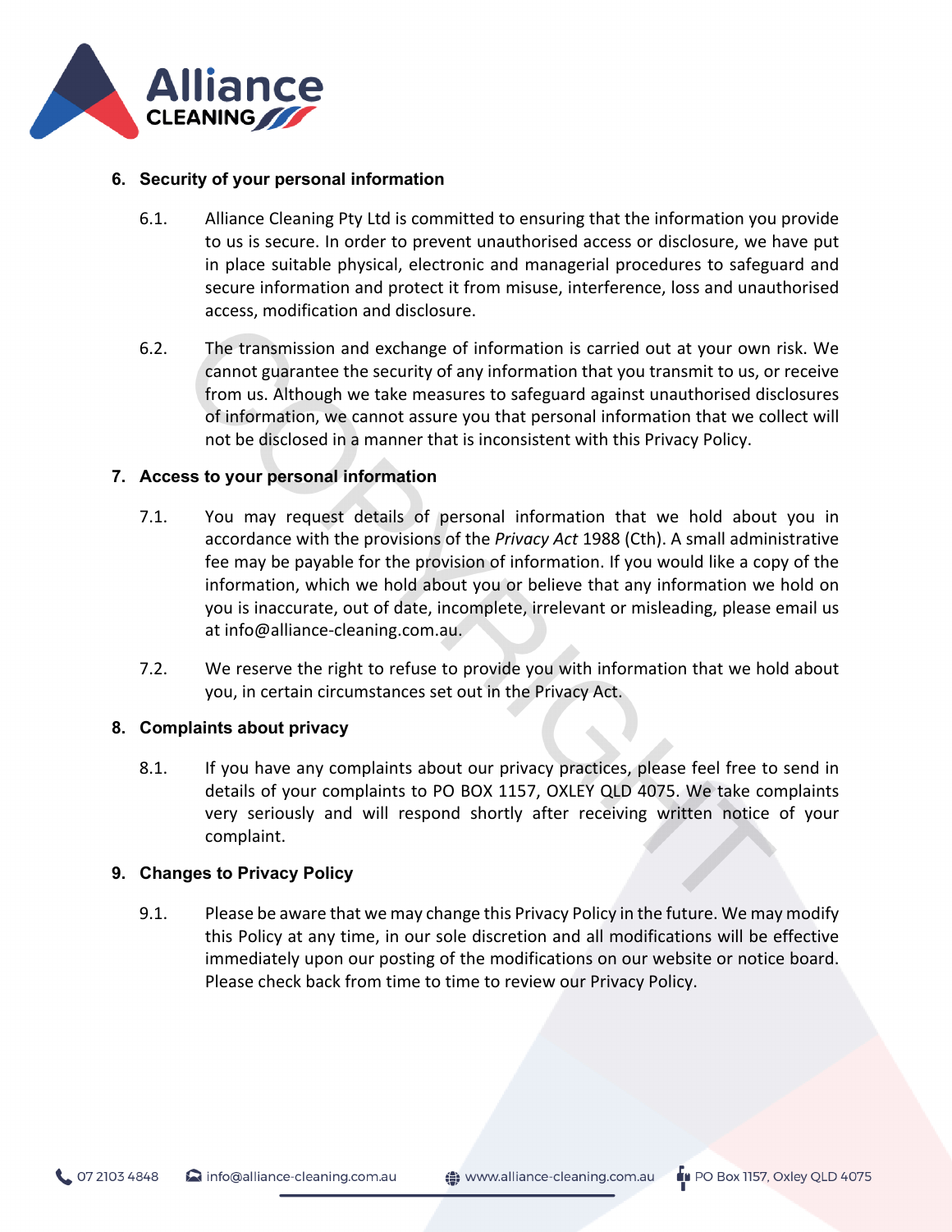## 6. Security of your personal information

6.1. Alliance Cleaning Pty Ltd is committed to ensuring that the information you provide to us is secure. In order to prevent unauthorised access or disclosure, we have put in place suitable physical, electronic and managerial procedures to safeguard and secure information and protect it from misuse, interference, loss and unauthorised access, modification and disclosure.

6.2. The transmission and exchange of information is carried out at your own risk. We cannot guarantee the security of any information that you transmit to us, or receive from us. Although we take measures to safeguard against unauthorised disclosures of information, we cannot assure you that personal information that we collect will not be disclosed in a manner that is inconsistent with this Privacy Policy.

## 7. Access to your personal information

7.1. You may request details of personal information that we hold about you in accordance with the provisions of the *Privacy Act* 1988 (Cth). A small administrative fee may be payable for the provision of information. If you would like a copy of the information, which we hold about you or believe that any information we hold on you is inaccurate, out of date, incomplete, irrelevant or misleading, please email us at info@alliance-cleaning.com.au.

7.2. We reserve the right to refuse to provide you with information that we hold about you, in certain circumstances set out in the Privacy Act.

## 8. Complaints about privacy

8.1. If you have any complaints about our privacy practices, please feel free to send in details of your complaints to PO BOX 1157, OXLEY QLD 4075. We take complaints very seriously and will respond shortly after receiving written notice of your complaint.

## 9. Changes to Privacy Policy

9.1. Please be aware that we may change this Privacy Policy in the future. We may modify this Policy at any time, in our sole discretion and all modifications will be effective immediately upon our posting of the modifications on our website or notice board. Please check back from time to time to review our Privacy Policy.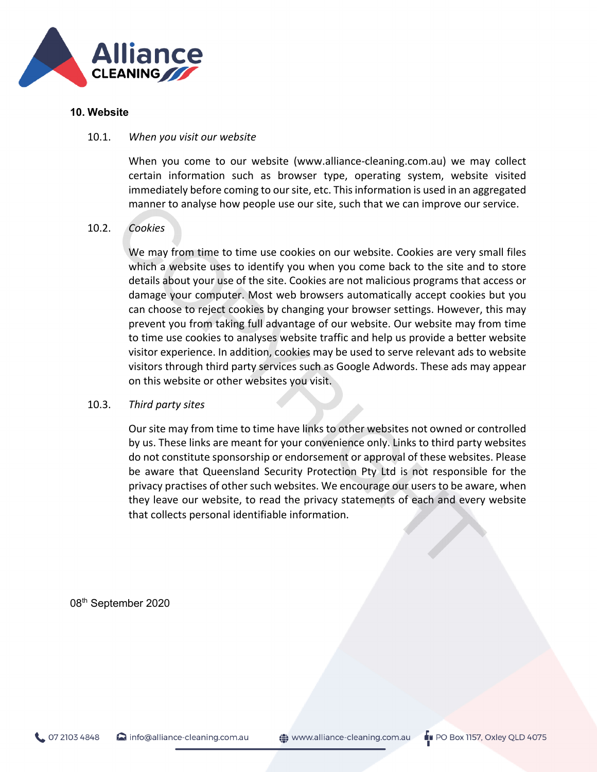## 10. Website

10.1. *When you visit our website*

When you come to our website (www.alliance-cleaning.com.au) we may collect certain information such as browser type, operating system, website visited immediately before coming to our site, etc. This information is used in an aggregated manner to analyse how people use our site, such that we can improve our service.

10.2. *Cookies*

We may from time to time use cookies on our website. Cookies are very small files which a website uses to identify you when you come back to the site and to store details about your use of the site. Cookies are not malicious programs that access or damage your computer. Most web browsers automatically accept cookies but you can choose to reject cookies by changing your browser settings. However, this may prevent you from taking full advantage of our website. Our website may from time to time use cookies to analyses website traffic and help us provide a better website visitor experience. In addition, cookies may be used to serve relevant ads to website visitors through third party services such as Google Adwords. These ads may appear on this website or other websites you visit.

10.3. *Third party sites*

Our site may from time to time have links to other websites not owned or controlled by us. These links are meant for your convenience only. Links to third party websites do not constitute sponsorship or endorsement or approval of these websites. Please be aware that Queensland Security Protection Pty Ltd is not responsible for the privacy practises of other such websites. We encourage our users to be aware, when they leave our website, to read the privacy statements of each and every website that collects personal identifiable information.

08th September 2020